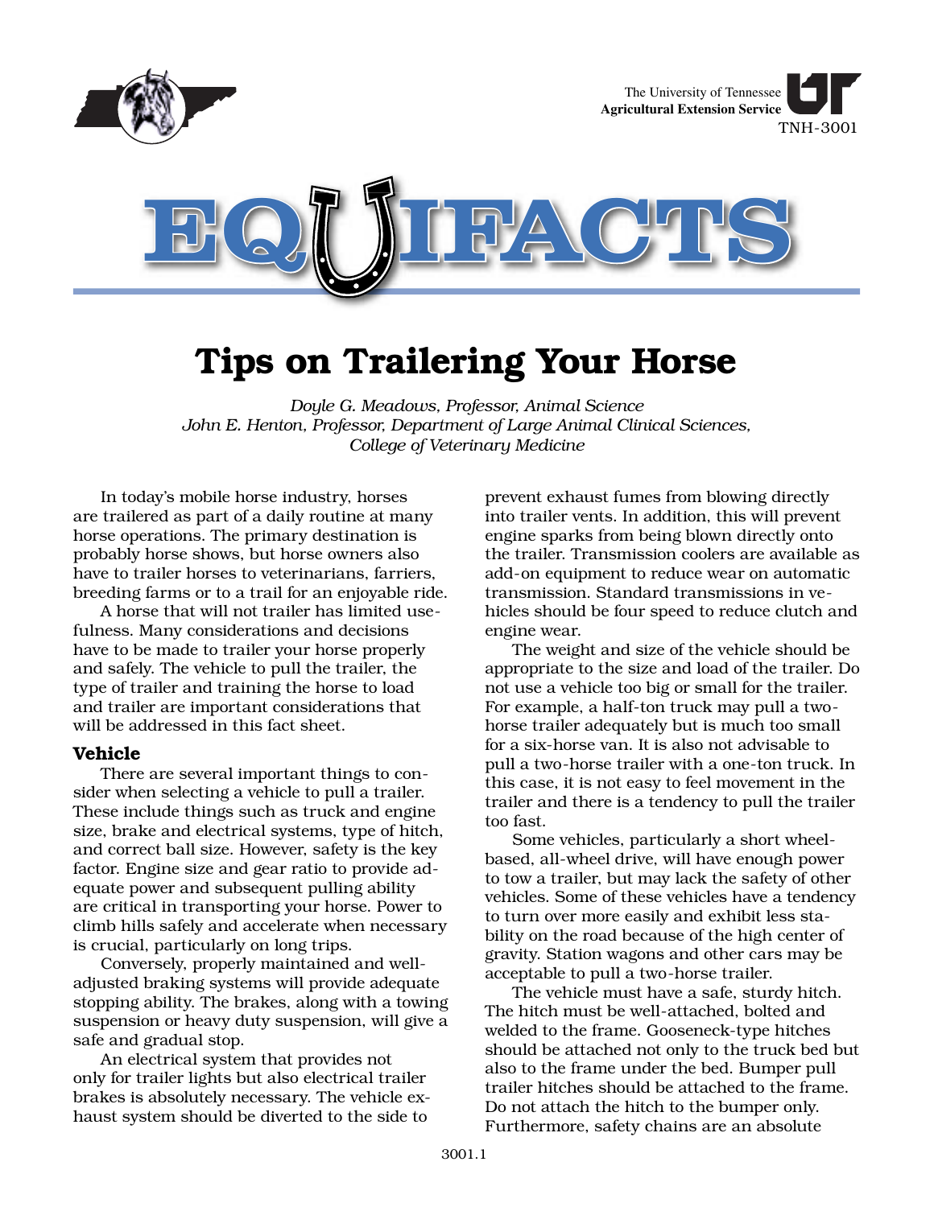The University of Tennessee
**Agricultural Extension Service**
TNH-3001

# EQUIFACTS

# Tips on Trailering Your Horse

*Doyle G. Meadows, Professor, Animal Science*
*John E. Henton, Professor, Department of Large Animal Clinical Sciences, College of Veterinary Medicine*

In today's mobile horse industry, horses are trailered as part of a daily routine at many horse operations. The primary destination is probably horse shows, but horse owners also have to trailer horses to veterinarians, farriers, breeding farms or to a trail for an enjoyable ride.

A horse that will not trailer has limited usefulness. Many considerations and decisions have to be made to trailer your horse properly and safely. The vehicle to pull the trailer, the type of trailer and training the horse to load and trailer are important considerations that will be addressed in this fact sheet.

## Vehicle

There are several important things to consider when selecting a vehicle to pull a trailer. These include things such as truck and engine size, brake and electrical systems, type of hitch, and correct ball size. However, safety is the key factor. Engine size and gear ratio to provide adequate power and subsequent pulling ability are critical in transporting your horse. Power to climb hills safely and accelerate when necessary is crucial, particularly on long trips.

Conversely, properly maintained and well-adjusted braking systems will provide adequate stopping ability. The brakes, along with a towing suspension or heavy duty suspension, will give a safe and gradual stop.

An electrical system that provides not only for trailer lights but also electrical trailer brakes is absolutely necessary. The vehicle exhaust system should be diverted to the side to prevent exhaust fumes from blowing directly into trailer vents. In addition, this will prevent engine sparks from being blown directly onto the trailer. Transmission coolers are available as add-on equipment to reduce wear on automatic transmission. Standard transmissions in vehicles should be four speed to reduce clutch and engine wear.

The weight and size of the vehicle should be appropriate to the size and load of the trailer. Do not use a vehicle too big or small for the trailer. For example, a half-ton truck may pull a two-horse trailer adequately but is much too small for a six-horse van. It is also not advisable to pull a two-horse trailer with a one-ton truck. In this case, it is not easy to feel movement in the trailer and there is a tendency to pull the trailer too fast.

Some vehicles, particularly a short wheel-based, all-wheel drive, will have enough power to tow a trailer, but may lack the safety of other vehicles. Some of these vehicles have a tendency to turn over more easily and exhibit less stability on the road because of the high center of gravity. Station wagons and other cars may be acceptable to pull a two-horse trailer.

The vehicle must have a safe, sturdy hitch. The hitch must be well-attached, bolted and welded to the frame. Gooseneck-type hitches should be attached not only to the truck bed but also to the frame under the bed. Bumper pull trailer hitches should be attached to the frame. Do not attach the hitch to the bumper only. Furthermore, safety chains are an absolute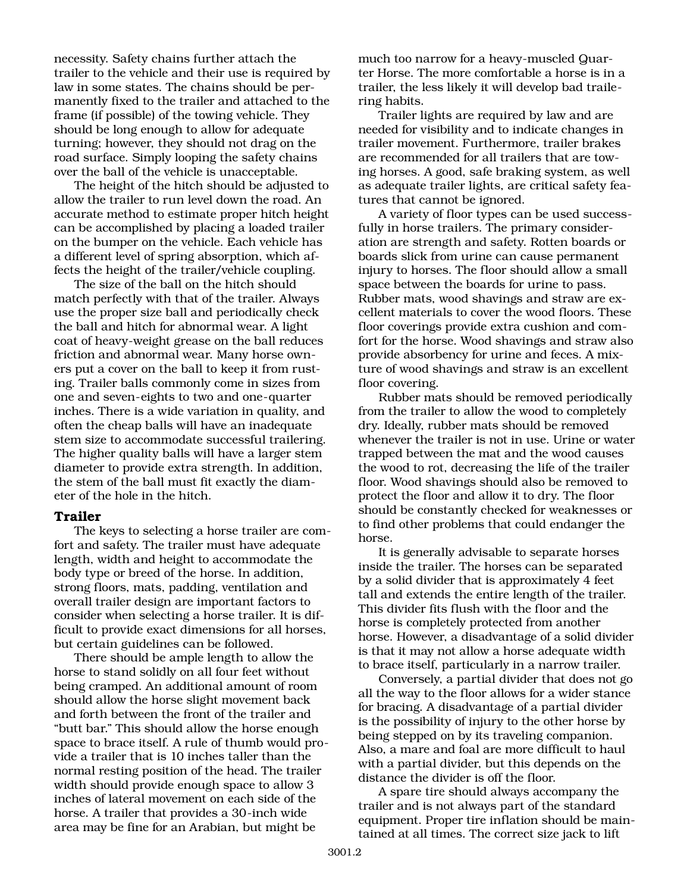necessity. Safety chains further attach the trailer to the vehicle and their use is required by law in some states. The chains should be permanently fixed to the trailer and attached to the frame (if possible) of the towing vehicle. They should be long enough to allow for adequate turning; however, they should not drag on the road surface. Simply looping the safety chains over the ball of the vehicle is unacceptable.

The height of the hitch should be adjusted to allow the trailer to run level down the road. An accurate method to estimate proper hitch height can be accomplished by placing a loaded trailer on the bumper on the vehicle. Each vehicle has a different level of spring absorption, which affects the height of the trailer/vehicle coupling.

The size of the ball on the hitch should match perfectly with that of the trailer. Always use the proper size ball and periodically check the ball and hitch for abnormal wear. A light coat of heavy-weight grease on the ball reduces friction and abnormal wear. Many horse owners put a cover on the ball to keep it from rusting. Trailer balls commonly come in sizes from one and seven-eights to two and one-quarter inches. There is a wide variation in quality, and often the cheap balls will have an inadequate stem size to accommodate successful trailering. The higher quality balls will have a larger stem diameter to provide extra strength. In addition, the stem of the ball must fit exactly the diameter of the hole in the hitch.

### Trailer

The keys to selecting a horse trailer are comfort and safety. The trailer must have adequate length, width and height to accommodate the body type or breed of the horse. In addition, strong floors, mats, padding, ventilation and overall trailer design are important factors to consider when selecting a horse trailer. It is difficult to provide exact dimensions for all horses, but certain guidelines can be followed.

There should be ample length to allow the horse to stand solidly on all four feet without being cramped. An additional amount of room should allow the horse slight movement back and forth between the front of the trailer and "butt bar." This should allow the horse enough space to brace itself. A rule of thumb would provide a trailer that is 10 inches taller than the normal resting position of the head. The trailer width should provide enough space to allow 3 inches of lateral movement on each side of the horse. A trailer that provides a 30-inch wide area may be fine for an Arabian, but might be much too narrow for a heavy-muscled Quarter Horse. The more comfortable a horse is in a trailer, the less likely it will develop bad trailering habits.

Trailer lights are required by law and are needed for visibility and to indicate changes in trailer movement. Furthermore, trailer brakes are recommended for all trailers that are towing horses. A good, safe braking system, as well as adequate trailer lights, are critical safety features that cannot be ignored.

A variety of floor types can be used successfully in horse trailers. The primary consideration are strength and safety. Rotten boards or boards slick from urine can cause permanent injury to horses. The floor should allow a small space between the boards for urine to pass. Rubber mats, wood shavings and straw are excellent materials to cover the wood floors. These floor coverings provide extra cushion and comfort for the horse. Wood shavings and straw also provide absorbency for urine and feces. A mixture of wood shavings and straw is an excellent floor covering.

Rubber mats should be removed periodically from the trailer to allow the wood to completely dry. Ideally, rubber mats should be removed whenever the trailer is not in use. Urine or water trapped between the mat and the wood causes the wood to rot, decreasing the life of the trailer floor. Wood shavings should also be removed to protect the floor and allow it to dry. The floor should be constantly checked for weaknesses or to find other problems that could endanger the horse.

It is generally advisable to separate horses inside the trailer. The horses can be separated by a solid divider that is approximately 4 feet tall and extends the entire length of the trailer. This divider fits flush with the floor and the horse is completely protected from another horse. However, a disadvantage of a solid divider is that it may not allow a horse adequate width to brace itself, particularly in a narrow trailer.

Conversely, a partial divider that does not go all the way to the floor allows for a wider stance for bracing. A disadvantage of a partial divider is the possibility of injury to the other horse by being stepped on by its traveling companion. Also, a mare and foal are more difficult to haul with a partial divider, but this depends on the distance the divider is off the floor.

A spare tire should always accompany the trailer and is not always part of the standard equipment. Proper tire inflation should be maintained at all times. The correct size jack to lift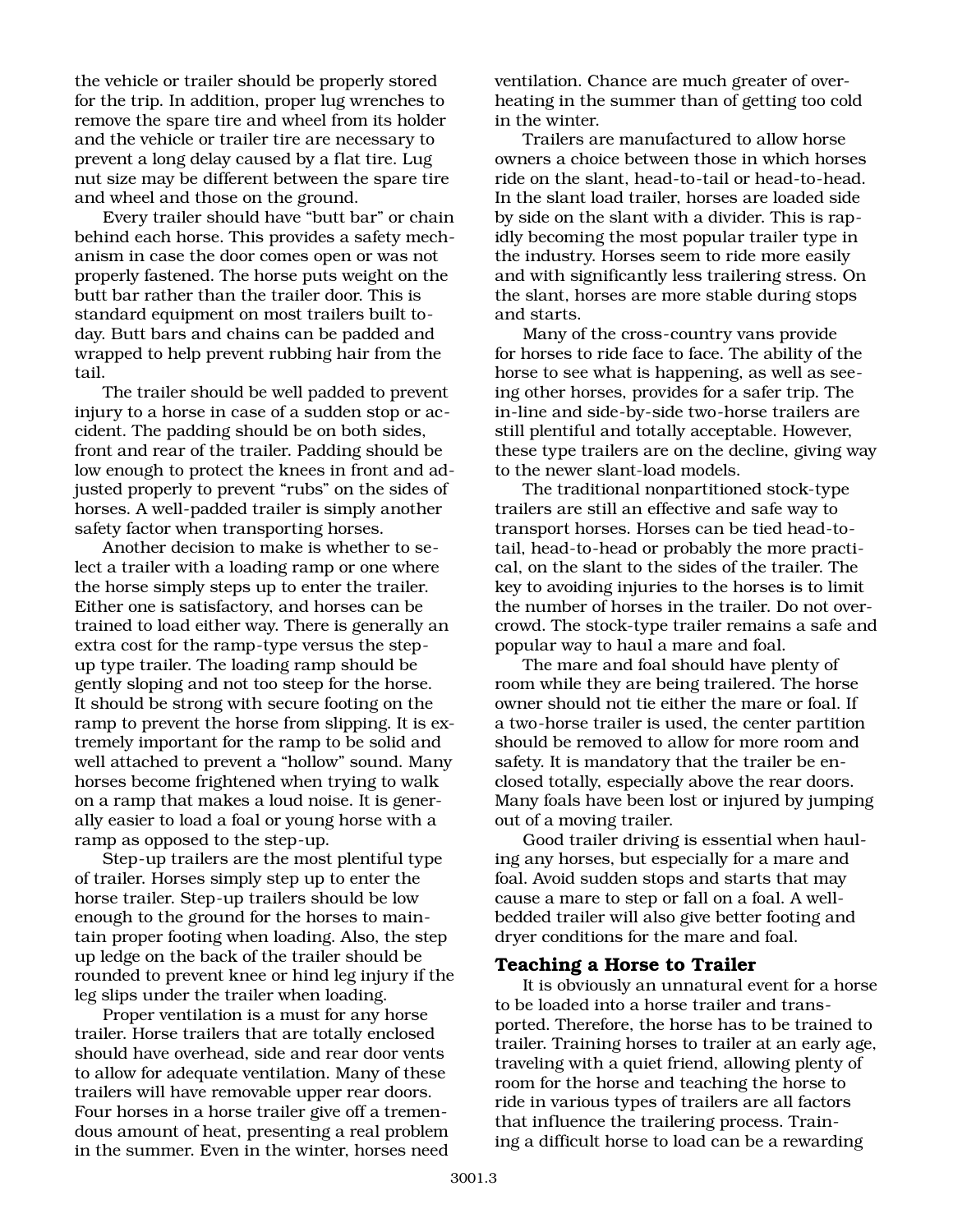the vehicle or trailer should be properly stored for the trip. In addition, proper lug wrenches to remove the spare tire and wheel from its holder and the vehicle or trailer tire are necessary to prevent a long delay caused by a flat tire. Lug nut size may be different between the spare tire and wheel and those on the ground.

Every trailer should have "butt bar" or chain behind each horse. This provides a safety mechanism in case the door comes open or was not properly fastened. The horse puts weight on the butt bar rather than the trailer door. This is standard equipment on most trailers built today. Butt bars and chains can be padded and wrapped to help prevent rubbing hair from the tail.

The trailer should be well padded to prevent injury to a horse in case of a sudden stop or accident. The padding should be on both sides, front and rear of the trailer. Padding should be low enough to protect the knees in front and adjusted properly to prevent "rubs" on the sides of horses. A well-padded trailer is simply another safety factor when transporting horses.

Another decision to make is whether to select a trailer with a loading ramp or one where the horse simply steps up to enter the trailer. Either one is satisfactory, and horses can be trained to load either way. There is generally an extra cost for the ramp-type versus the step-up type trailer. The loading ramp should be gently sloping and not too steep for the horse. It should be strong with secure footing on the ramp to prevent the horse from slipping. It is extremely important for the ramp to be solid and well attached to prevent a "hollow" sound. Many horses become frightened when trying to walk on a ramp that makes a loud noise. It is generally easier to load a foal or young horse with a ramp as opposed to the step-up.

Step-up trailers are the most plentiful type of trailer. Horses simply step up to enter the horse trailer. Step-up trailers should be low enough to the ground for the horses to maintain proper footing when loading. Also, the step up ledge on the back of the trailer should be rounded to prevent knee or hind leg injury if the leg slips under the trailer when loading.

Proper ventilation is a must for any horse trailer. Horse trailers that are totally enclosed should have overhead, side and rear door vents to allow for adequate ventilation. Many of these trailers will have removable upper rear doors. Four horses in a horse trailer give off a tremendous amount of heat, presenting a real problem in the summer. Even in the winter, horses need ventilation. Chance are much greater of overheating in the summer than of getting too cold in the winter.

Trailers are manufactured to allow horse owners a choice between those in which horses ride on the slant, head-to-tail or head-to-head. In the slant load trailer, horses are loaded side by side on the slant with a divider. This is rapidly becoming the most popular trailer type in the industry. Horses seem to ride more easily and with significantly less trailering stress. On the slant, horses are more stable during stops and starts.

Many of the cross-country vans provide for horses to ride face to face. The ability of the horse to see what is happening, as well as seeing other horses, provides for a safer trip. The in-line and side-by-side two-horse trailers are still plentiful and totally acceptable. However, these type trailers are on the decline, giving way to the newer slant-load models.

The traditional nonpartitioned stock-type trailers are still an effective and safe way to transport horses. Horses can be tied head-to-tail, head-to-head or probably the more practical, on the slant to the sides of the trailer. The key to avoiding injuries to the horses is to limit the number of horses in the trailer. Do not overcrowd. The stock-type trailer remains a safe and popular way to haul a mare and foal.

The mare and foal should have plenty of room while they are being trailered. The horse owner should not tie either the mare or foal. If a two-horse trailer is used, the center partition should be removed to allow for more room and safety. It is mandatory that the trailer be enclosed totally, especially above the rear doors. Many foals have been lost or injured by jumping out of a moving trailer.

Good trailer driving is essential when hauling any horses, but especially for a mare and foal. Avoid sudden stops and starts that may cause a mare to step or fall on a foal. A well-bedded trailer will also give better footing and dryer conditions for the mare and foal.

### Teaching a Horse to Trailer

It is obviously an unnatural event for a horse to be loaded into a horse trailer and transported. Therefore, the horse has to be trained to trailer. Training horses to trailer at an early age, traveling with a quiet friend, allowing plenty of room for the horse and teaching the horse to ride in various types of trailers are all factors that influence the trailering process. Training a difficult horse to load can be a rewarding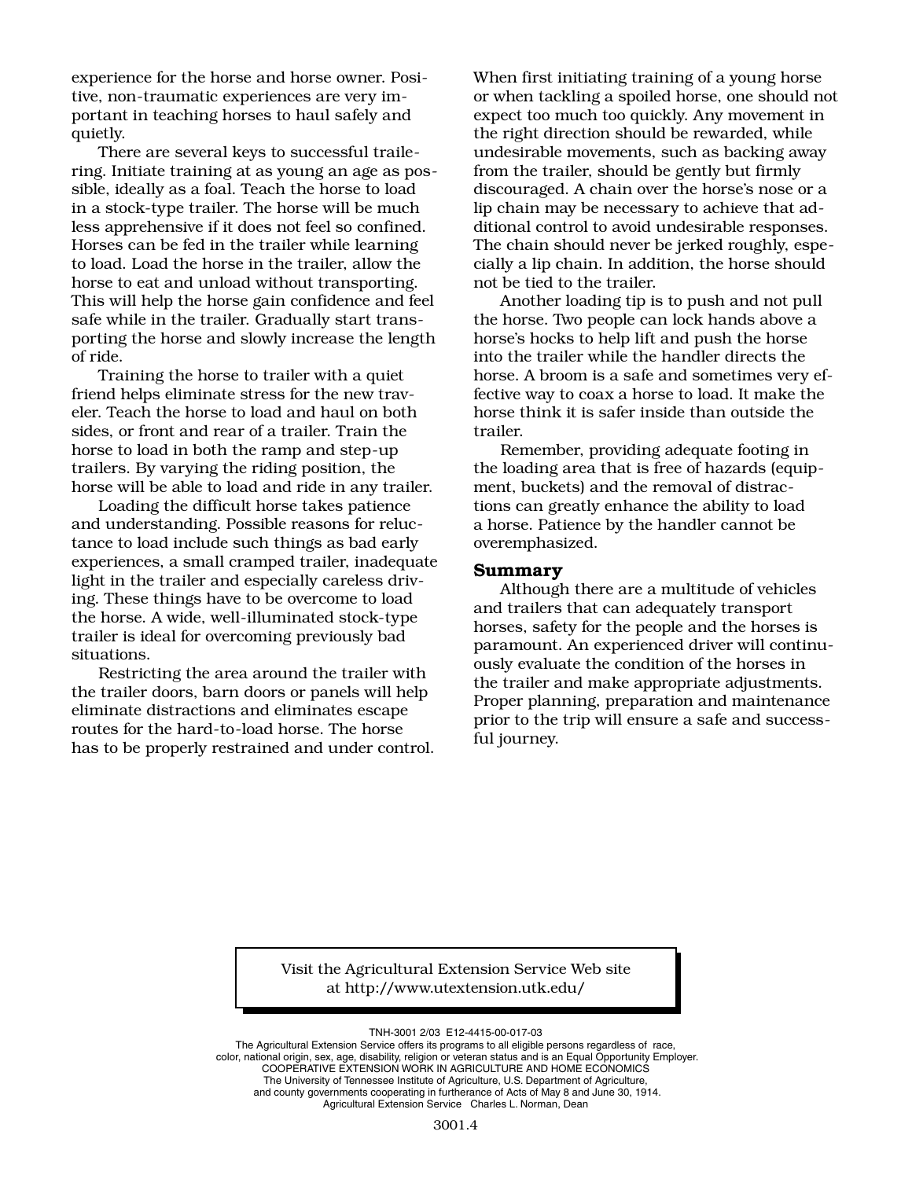experience for the horse and horse owner. Positive, non-traumatic experiences are very important in teaching horses to haul safely and quietly.

There are several keys to successful trailering. Initiate training at as young an age as possible, ideally as a foal. Teach the horse to load in a stock-type trailer. The horse will be much less apprehensive if it does not feel so confined. Horses can be fed in the trailer while learning to load. Load the horse in the trailer, allow the horse to eat and unload without transporting. This will help the horse gain confidence and feel safe while in the trailer. Gradually start transporting the horse and slowly increase the length of ride.

Training the horse to trailer with a quiet friend helps eliminate stress for the new traveler. Teach the horse to load and haul on both sides, or front and rear of a trailer. Train the horse to load in both the ramp and step-up trailers. By varying the riding position, the horse will be able to load and ride in any trailer.

Loading the difficult horse takes patience and understanding. Possible reasons for reluctance to load include such things as bad early experiences, a small cramped trailer, inadequate light in the trailer and especially careless driving. These things have to be overcome to load the horse. A wide, well-illuminated stock-type trailer is ideal for overcoming previously bad situations.

Restricting the area around the trailer with the trailer doors, barn doors or panels will help eliminate distractions and eliminates escape routes for the hard-to-load horse. The horse has to be properly restrained and under control. When first initiating training of a young horse or when tackling a spoiled horse, one should not expect too much too quickly. Any movement in the right direction should be rewarded, while undesirable movements, such as backing away from the trailer, should be gently but firmly discouraged. A chain over the horse's nose or a lip chain may be necessary to achieve that additional control to avoid undesirable responses. The chain should never be jerked roughly, especially a lip chain. In addition, the horse should not be tied to the trailer.

Another loading tip is to push and not pull the horse. Two people can lock hands above a horse's hocks to help lift and push the horse into the trailer while the handler directs the horse. A broom is a safe and sometimes very effective way to coax a horse to load. It make the horse think it is safer inside than outside the trailer.

Remember, providing adequate footing in the loading area that is free of hazards (equipment, buckets) and the removal of distractions can greatly enhance the ability to load a horse. Patience by the handler cannot be overemphasized.

## Summary

Although there are a multitude of vehicles and trailers that can adequately transport horses, safety for the people and the horses is paramount. An experienced driver will continuously evaluate the condition of the horses in the trailer and make appropriate adjustments. Proper planning, preparation and maintenance prior to the trip will ensure a safe and successful journey.

Visit the Agricultural Extension Service Web site at http://www.utextension.utk.edu/

TNH-3001 2/03 E12-4415-00-017-03

The Agricultural Extension Service offers its programs to all eligible persons regardless of race, color, national origin, sex, age, disability, religion or veteran status and is an Equal Opportunity Employer.

COOPERATIVE EXTENSION WORK IN AGRICULTURE AND HOME ECONOMICS

The University of Tennessee Institute of Agriculture, U.S. Department of Agriculture, and county governments cooperating in furtherance of Acts of May 8 and June 30, 1914.

Agricultural Extension Service Charles L. Norman, Dean